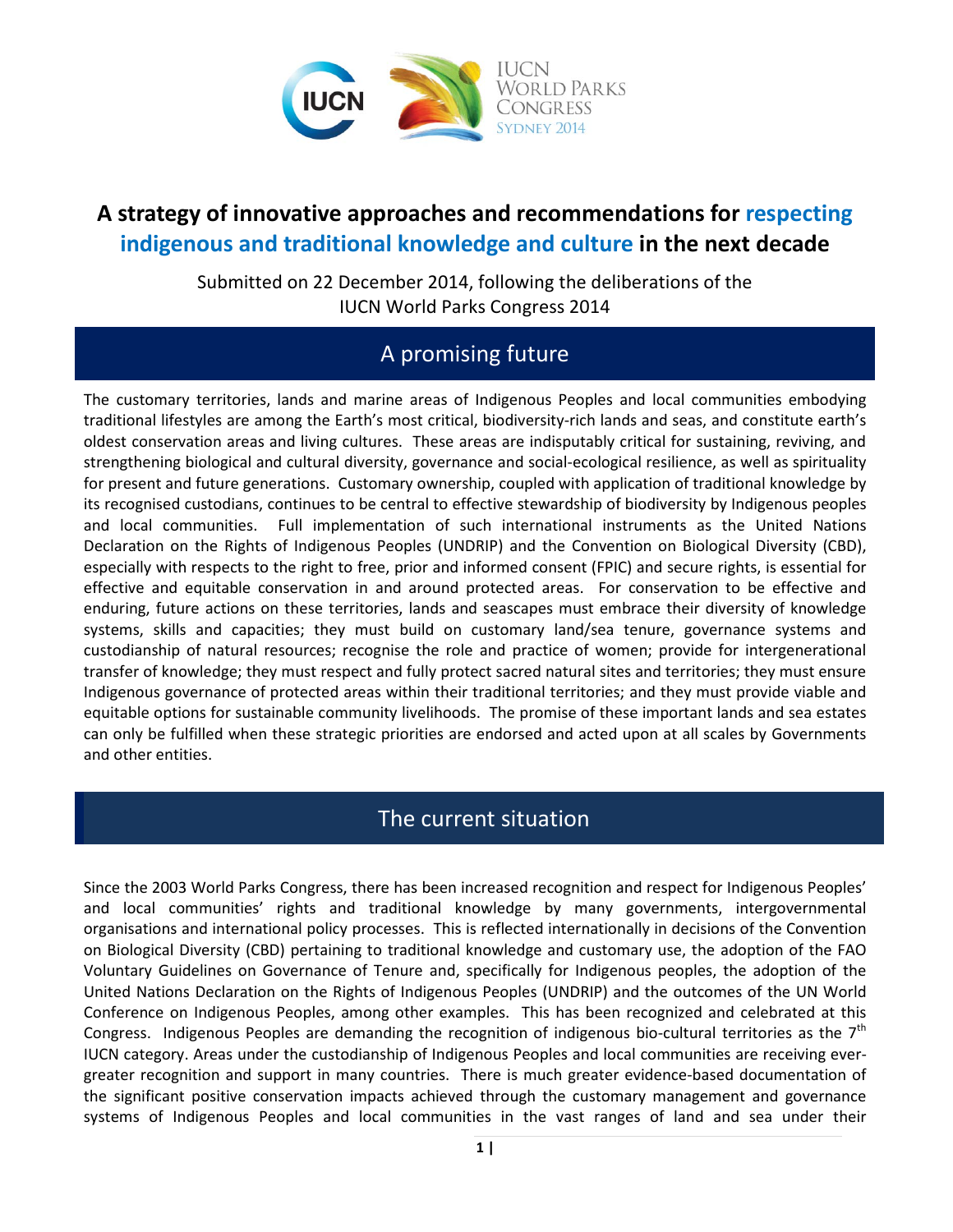# A strategy of innovative approaches and recommendations for respecting indigenous and traditional knowledge and culture in the next decade

Submitted on 22 December 2014, following the deliberations of the IUCN World Parks Congress 2014

## A promising future

The customary territories, lands and marine areas of Indigenous Peoples and local communities embodying traditional lifestyles are among the Earth's most critical, biodiversity-rich lands and seas, and constitute earth's oldest conservation areas and living cultures. These areas are indisputably critical for sustaining, reviving, and strengthening biological and cultural diversity, governance and social-ecological resilience, as well as spirituality for present and future generations. Customary ownership, coupled with application of traditional knowledge by its recognised custodians, continues to be central to effective stewardship of biodiversity by Indigenous peoples and local communities. Full implementation of such international instruments as the United Nations Declaration on the Rights of Indigenous Peoples (UNDRIP) and the Convention on Biological Diversity (CBD), especially with respects to the right to free, prior and informed consent (FPIC) and secure rights, is essential for effective and equitable conservation in and around protected areas. For conservation to be effective and enduring, future actions on these territories, lands and seascapes must embrace their diversity of knowledge systems, skills and capacities; they must build on customary land/sea tenure, governance systems and custodianship of natural resources; recognise the role and practice of women; provide for intergenerational transfer of knowledge; they must respect and fully protect sacred natural sites and territories; they must ensure Indigenous governance of protected areas within their traditional territories; and they must provide viable and equitable options for sustainable community livelihoods. The promise of these important lands and sea estates can only be fulfilled when these strategic priorities are endorsed and acted upon at all scales by Governments and other entities.

## The current situation

Since the 2003 World Parks Congress, there has been increased recognition and respect for Indigenous Peoples' and local communities' rights and traditional knowledge by many governments, intergovernmental organisations and international policy processes. This is reflected internationally in decisions of the Convention on Biological Diversity (CBD) pertaining to traditional knowledge and customary use, the adoption of the FAO Voluntary Guidelines on Governance of Tenure and, specifically for Indigenous peoples, the adoption of the United Nations Declaration on the Rights of Indigenous Peoples (UNDRIP) and the outcomes of the UN World Conference on Indigenous Peoples, among other examples. This has been recognized and celebrated at this Congress. Indigenous Peoples are demanding the recognition of indigenous bio-cultural territories as the 7th IUCN category. Areas under the custodianship of Indigenous Peoples and local communities are receiving ever-greater recognition and support in many countries. There is much greater evidence-based documentation of the significant positive conservation impacts achieved through the customary management and governance systems of Indigenous Peoples and local communities in the vast ranges of land and sea under their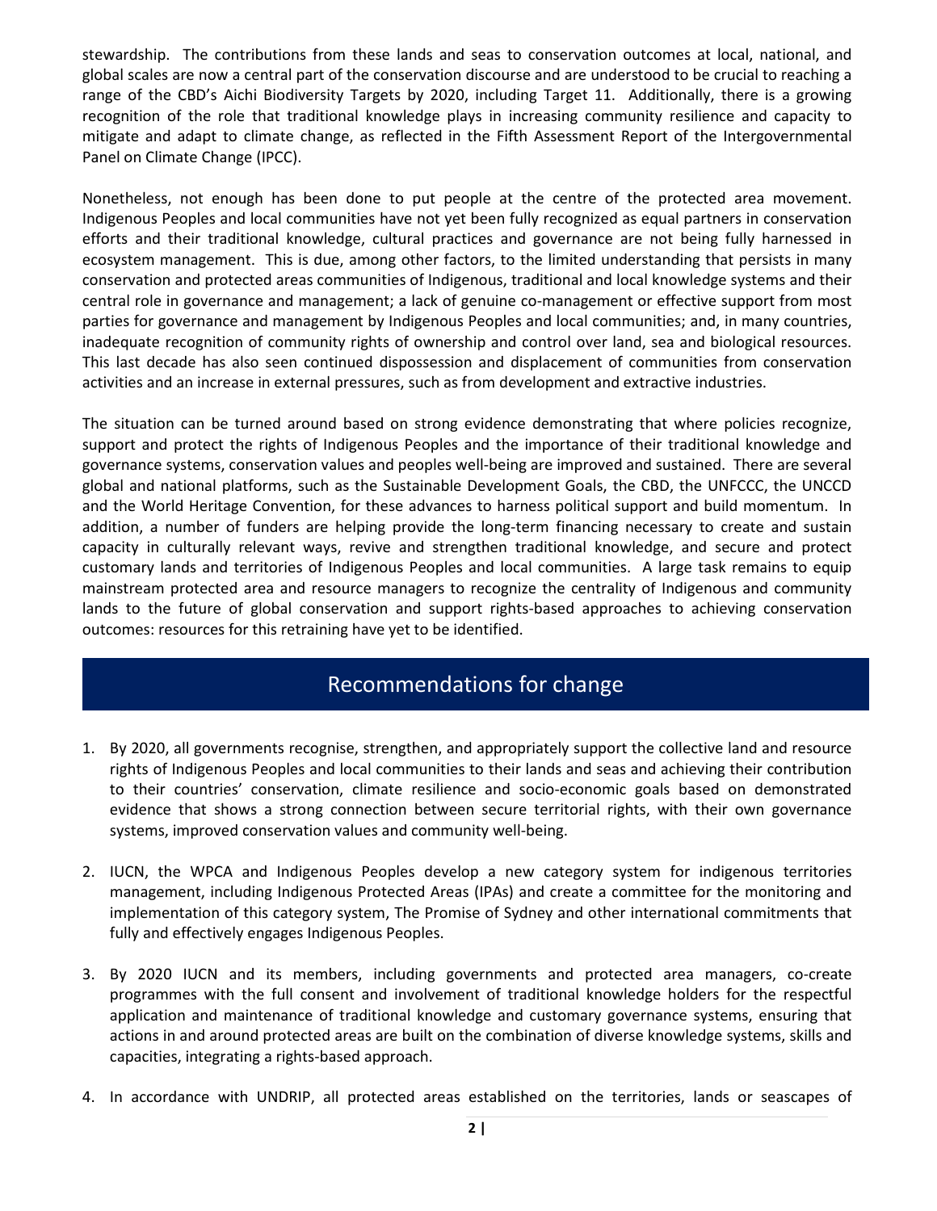stewardship. The contributions from these lands and seas to conservation outcomes at local, national, and global scales are now a central part of the conservation discourse and are understood to be crucial to reaching a range of the CBD's Aichi Biodiversity Targets by 2020, including Target 11. Additionally, there is a growing recognition of the role that traditional knowledge plays in increasing community resilience and capacity to mitigate and adapt to climate change, as reflected in the Fifth Assessment Report of the Intergovernmental Panel on Climate Change (IPCC).

Nonetheless, not enough has been done to put people at the centre of the protected area movement. Indigenous Peoples and local communities have not yet been fully recognized as equal partners in conservation efforts and their traditional knowledge, cultural practices and governance are not being fully harnessed in ecosystem management. This is due, among other factors, to the limited understanding that persists in many conservation and protected areas communities of Indigenous, traditional and local knowledge systems and their central role in governance and management; a lack of genuine co-management or effective support from most parties for governance and management by Indigenous Peoples and local communities; and, in many countries, inadequate recognition of community rights of ownership and control over land, sea and biological resources. This last decade has also seen continued dispossession and displacement of communities from conservation activities and an increase in external pressures, such as from development and extractive industries.

The situation can be turned around based on strong evidence demonstrating that where policies recognize, support and protect the rights of Indigenous Peoples and the importance of their traditional knowledge and governance systems, conservation values and peoples well-being are improved and sustained. There are several global and national platforms, such as the Sustainable Development Goals, the CBD, the UNFCCC, the UNCCD and the World Heritage Convention, for these advances to harness political support and build momentum. In addition, a number of funders are helping provide the long-term financing necessary to create and sustain capacity in culturally relevant ways, revive and strengthen traditional knowledge, and secure and protect customary lands and territories of Indigenous Peoples and local communities. A large task remains to equip mainstream protected area and resource managers to recognize the centrality of Indigenous and community lands to the future of global conservation and support rights-based approaches to achieving conservation outcomes: resources for this retraining have yet to be identified.

## Recommendations for change

1. By 2020, all governments recognise, strengthen, and appropriately support the collective land and resource rights of Indigenous Peoples and local communities to their lands and seas and achieving their contribution to their countries' conservation, climate resilience and socio-economic goals based on demonstrated evidence that shows a strong connection between secure territorial rights, with their own governance systems, improved conservation values and community well-being.

2. IUCN, the WPCA and Indigenous Peoples develop a new category system for indigenous territories management, including Indigenous Protected Areas (IPAs) and create a committee for the monitoring and implementation of this category system, The Promise of Sydney and other international commitments that fully and effectively engages Indigenous Peoples.

3. By 2020 IUCN and its members, including governments and protected area managers, co-create programmes with the full consent and involvement of traditional knowledge holders for the respectful application and maintenance of traditional knowledge and customary governance systems, ensuring that actions in and around protected areas are built on the combination of diverse knowledge systems, skills and capacities, integrating a rights-based approach.

4. In accordance with UNDRIP, all protected areas established on the territories, lands or seascapes of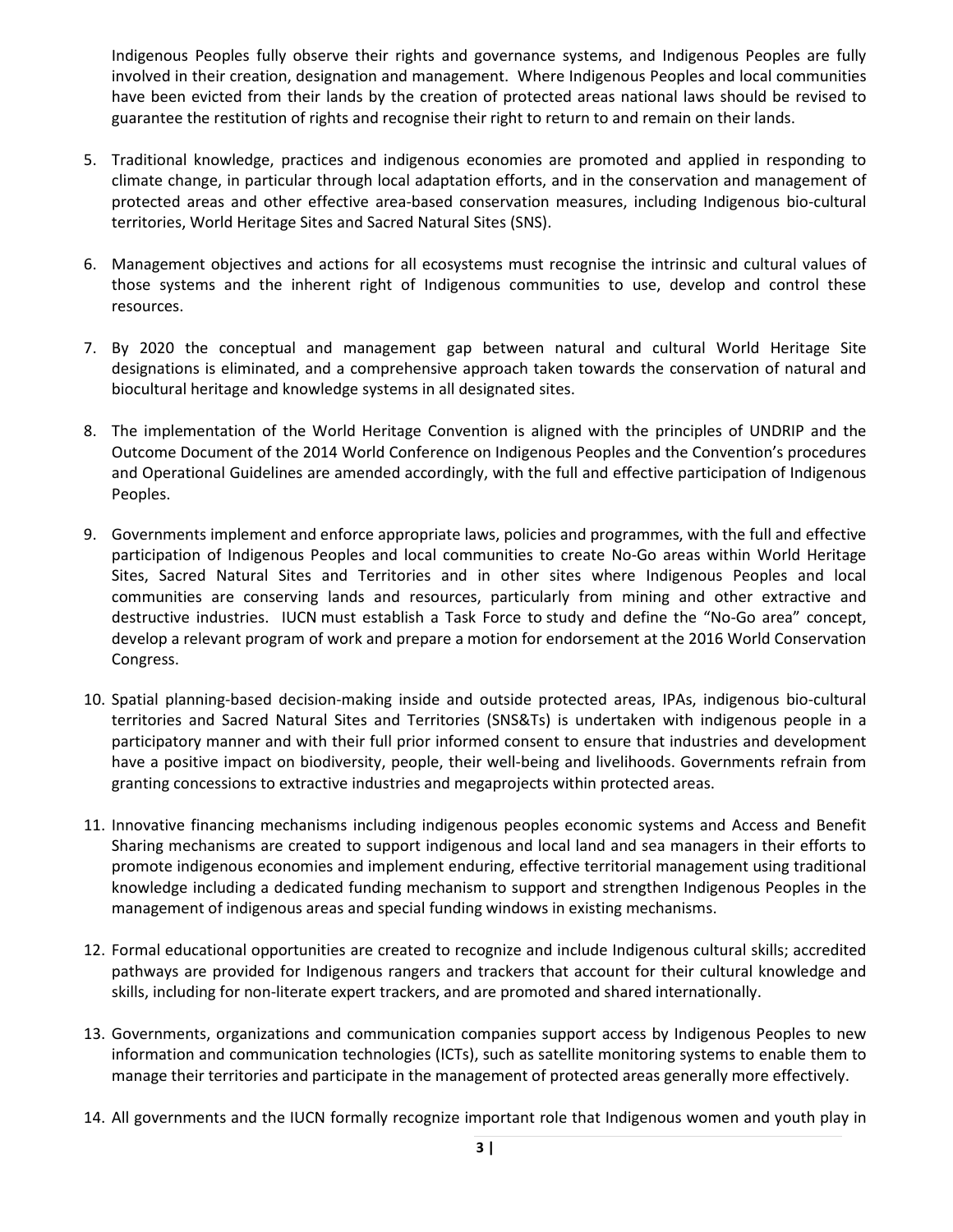Indigenous Peoples fully observe their rights and governance systems, and Indigenous Peoples are fully involved in their creation, designation and management. Where Indigenous Peoples and local communities have been evicted from their lands by the creation of protected areas national laws should be revised to guarantee the restitution of rights and recognise their right to return to and remain on their lands.

5. Traditional knowledge, practices and indigenous economies are promoted and applied in responding to climate change, in particular through local adaptation efforts, and in the conservation and management of protected areas and other effective area-based conservation measures, including Indigenous bio-cultural territories, World Heritage Sites and Sacred Natural Sites (SNS).

6. Management objectives and actions for all ecosystems must recognise the intrinsic and cultural values of those systems and the inherent right of Indigenous communities to use, develop and control these resources.

7. By 2020 the conceptual and management gap between natural and cultural World Heritage Site designations is eliminated, and a comprehensive approach taken towards the conservation of natural and biocultural heritage and knowledge systems in all designated sites.

8. The implementation of the World Heritage Convention is aligned with the principles of UNDRIP and the Outcome Document of the 2014 World Conference on Indigenous Peoples and the Convention's procedures and Operational Guidelines are amended accordingly, with the full and effective participation of Indigenous Peoples.

9. Governments implement and enforce appropriate laws, policies and programmes, with the full and effective participation of Indigenous Peoples and local communities to create No-Go areas within World Heritage Sites, Sacred Natural Sites and Territories and in other sites where Indigenous Peoples and local communities are conserving lands and resources, particularly from mining and other extractive and destructive industries. IUCN must establish a Task Force to study and define the "No-Go area" concept, develop a relevant program of work and prepare a motion for endorsement at the 2016 World Conservation Congress.

10. Spatial planning-based decision-making inside and outside protected areas, IPAs, indigenous bio-cultural territories and Sacred Natural Sites and Territories (SNS&Ts) is undertaken with indigenous people in a participatory manner and with their full prior informed consent to ensure that industries and development have a positive impact on biodiversity, people, their well-being and livelihoods. Governments refrain from granting concessions to extractive industries and megaprojects within protected areas.

11. Innovative financing mechanisms including indigenous peoples economic systems and Access and Benefit Sharing mechanisms are created to support indigenous and local land and sea managers in their efforts to promote indigenous economies and implement enduring, effective territorial management using traditional knowledge including a dedicated funding mechanism to support and strengthen Indigenous Peoples in the management of indigenous areas and special funding windows in existing mechanisms.

12. Formal educational opportunities are created to recognize and include Indigenous cultural skills; accredited pathways are provided for Indigenous rangers and trackers that account for their cultural knowledge and skills, including for non-literate expert trackers, and are promoted and shared internationally.

13. Governments, organizations and communication companies support access by Indigenous Peoples to new information and communication technologies (ICTs), such as satellite monitoring systems to enable them to manage their territories and participate in the management of protected areas generally more effectively.

14. All governments and the IUCN formally recognize important role that Indigenous women and youth play in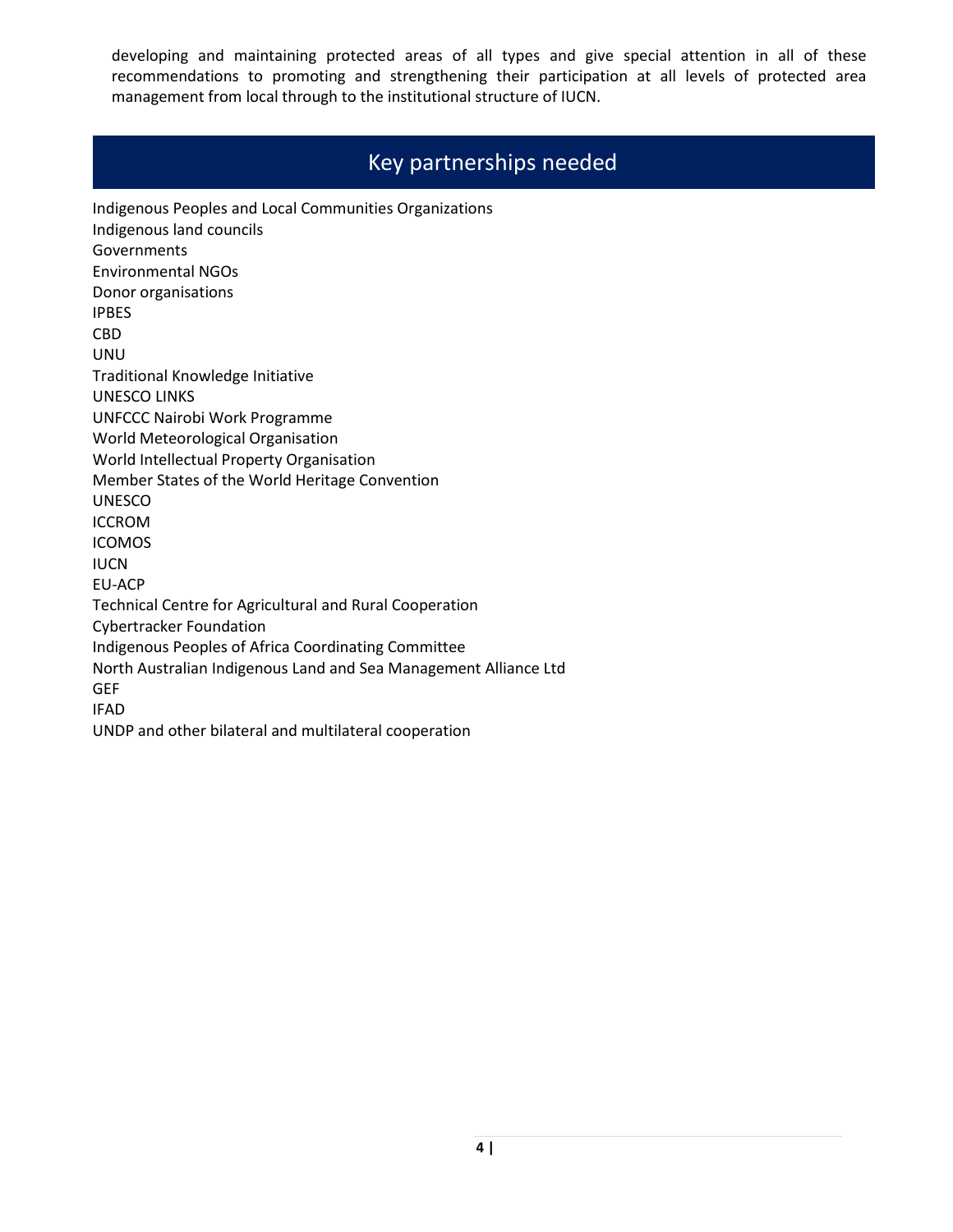developing and maintaining protected areas of all types and give special attention in all of these recommendations to promoting and strengthening their participation at all levels of protected area management from local through to the institutional structure of IUCN.

## Key partnerships needed

Indigenous Peoples and Local Communities Organizations
Indigenous land councils
Governments
Environmental NGOs
Donor organisations
IPBES
CBD
UNU
Traditional Knowledge Initiative
UNESCO LINKS
UNFCCC Nairobi Work Programme
World Meteorological Organisation
World Intellectual Property Organisation
Member States of the World Heritage Convention
UNESCO
ICCROM
ICOMOS
IUCN
EU-ACP
Technical Centre for Agricultural and Rural Cooperation
Cybertracker Foundation
Indigenous Peoples of Africa Coordinating Committee
North Australian Indigenous Land and Sea Management Alliance Ltd
GEF
IFAD
UNDP and other bilateral and multilateral cooperation